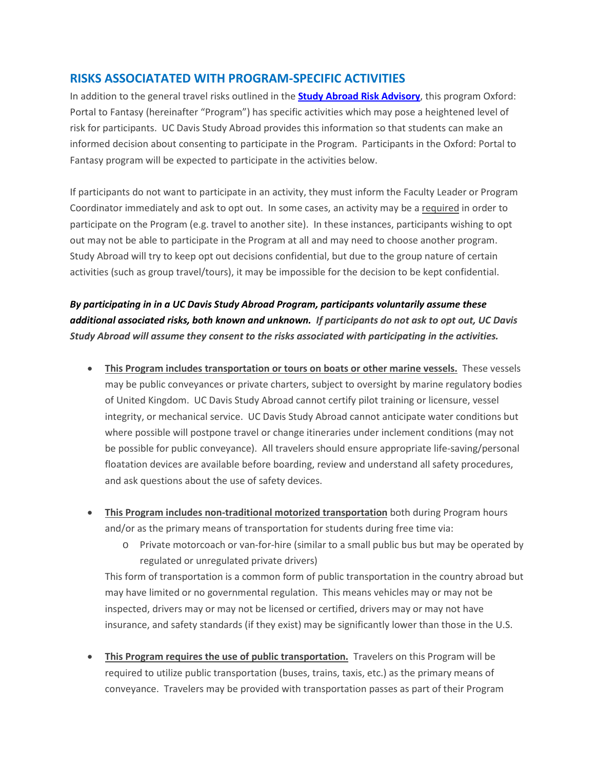## RISKS ASSOCIATATED WITH PROGRAM-SPECIFIC ACTIVITIES

In addition to the general travel risks outlined in the **Study Abroad Risk Advisory**, this program Oxford: Portal to Fantasy (hereinafter "Program") has specific activities which may pose a heightened level of risk for participants. UC Davis Study Abroad provides this information so that students can make an informed decision about consenting to participate in the Program. Participants in the Oxford: Portal to Fantasy program will be expected to participate in the activities below.

If participants do not want to participate in an activity, they must inform the Faculty Leader or Program Coordinator immediately and ask to opt out. In some cases, an activity may be a required in order to participate on the Program (e.g. travel to another site). In these instances, participants wishing to opt out may not be able to participate in the Program at all and may need to choose another program. Study Abroad will try to keep opt out decisions confidential, but due to the group nature of certain activities (such as group travel/tours), it may be impossible for the decision to be kept confidential.

***By participating in in a UC Davis Study Abroad Program, participants voluntarily assume these additional associated risks, both known and unknown. If participants do not ask to opt out, UC Davis Study Abroad will assume they consent to the risks associated with participating in the activities.***

- **This Program includes transportation or tours on boats or other marine vessels.** These vessels may be public conveyances or private charters, subject to oversight by marine regulatory bodies of United Kingdom. UC Davis Study Abroad cannot certify pilot training or licensure, vessel integrity, or mechanical service. UC Davis Study Abroad cannot anticipate water conditions but where possible will postpone travel or change itineraries under inclement conditions (may not be possible for public conveyance). All travelers should ensure appropriate life-saving/personal floatation devices are available before boarding, review and understand all safety procedures, and ask questions about the use of safety devices.

- **This Program includes non-traditional motorized transportation** both during Program hours and/or as the primary means of transportation for students during free time via:
    - Private motorcoach or van-for-hire (similar to a small public bus but may be operated by regulated or unregulated private drivers)

  This form of transportation is a common form of public transportation in the country abroad but may have limited or no governmental regulation. This means vehicles may or may not be inspected, drivers may or may not be licensed or certified, drivers may or may not have insurance, and safety standards (if they exist) may be significantly lower than those in the U.S.

- **This Program requires the use of public transportation.** Travelers on this Program will be required to utilize public transportation (buses, trains, taxis, etc.) as the primary means of conveyance. Travelers may be provided with transportation passes as part of their Program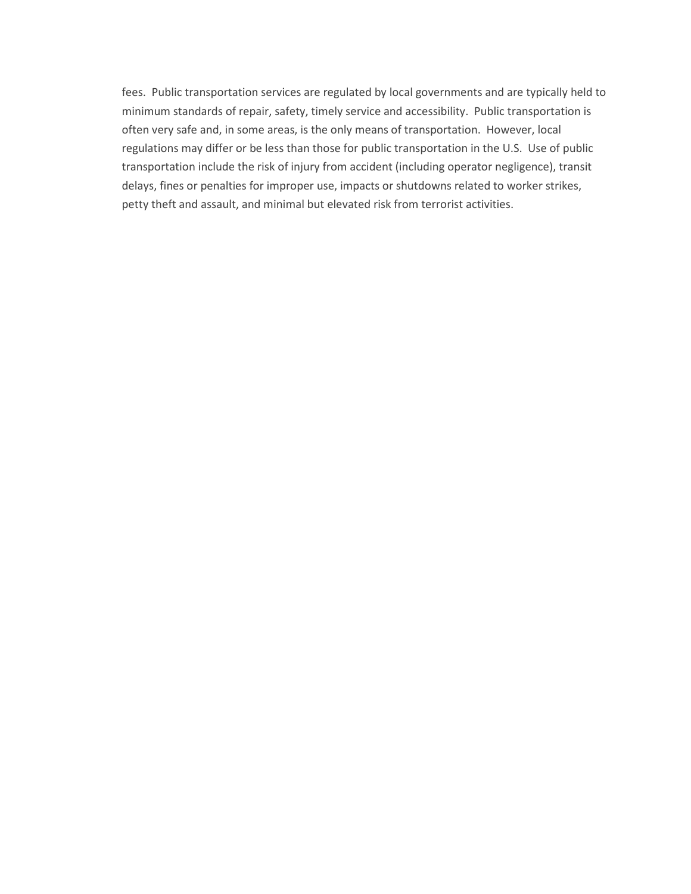fees.  Public transportation services are regulated by local governments and are typically held to minimum standards of repair, safety, timely service and accessibility.  Public transportation is often very safe and, in some areas, is the only means of transportation.  However, local regulations may differ or be less than those for public transportation in the U.S.  Use of public transportation include the risk of injury from accident (including operator negligence), transit delays, fines or penalties for improper use, impacts or shutdowns related to worker strikes, petty theft and assault, and minimal but elevated risk from terrorist activities.